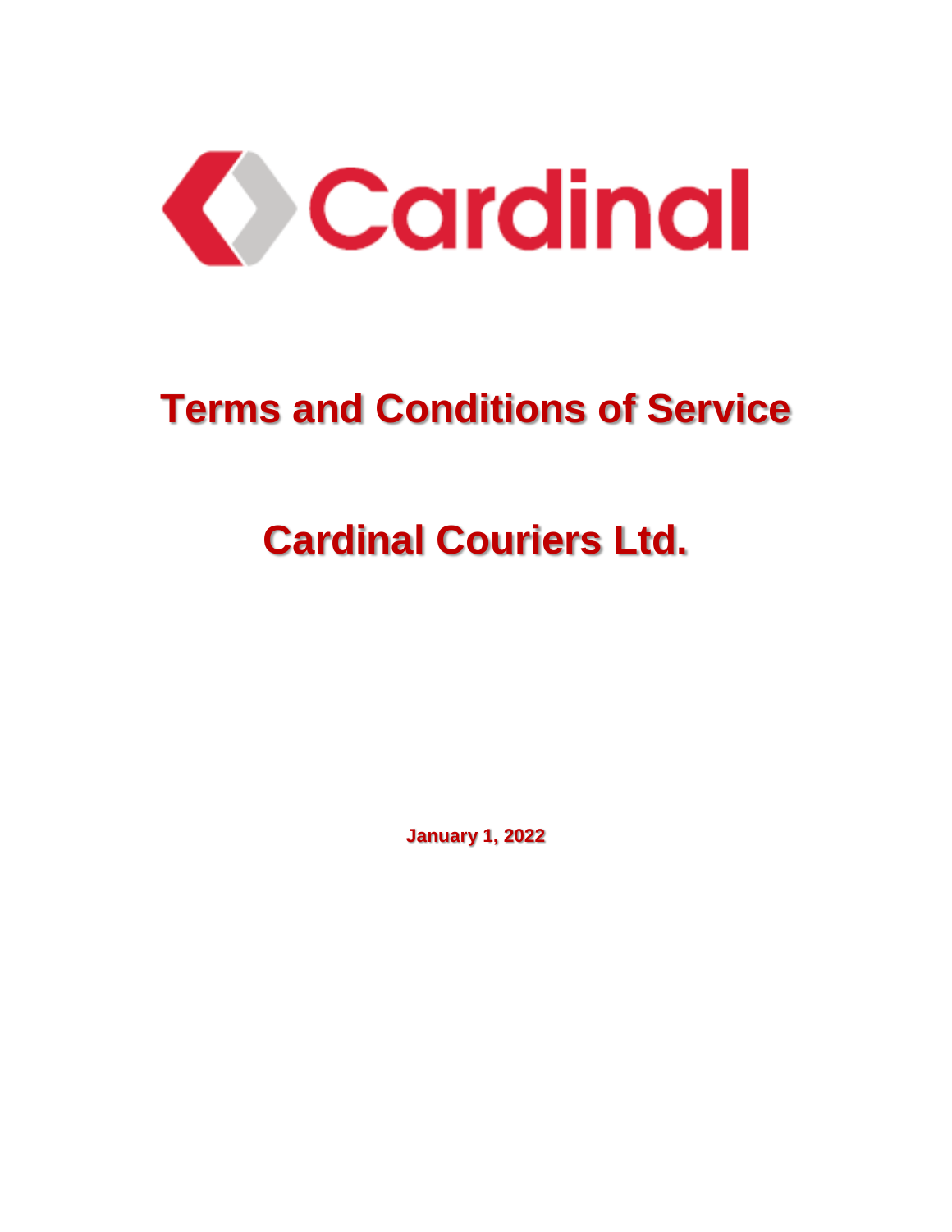Cardinal

# Terms and Conditions of Service

# Cardinal Couriers Ltd.

**January 1, 2022**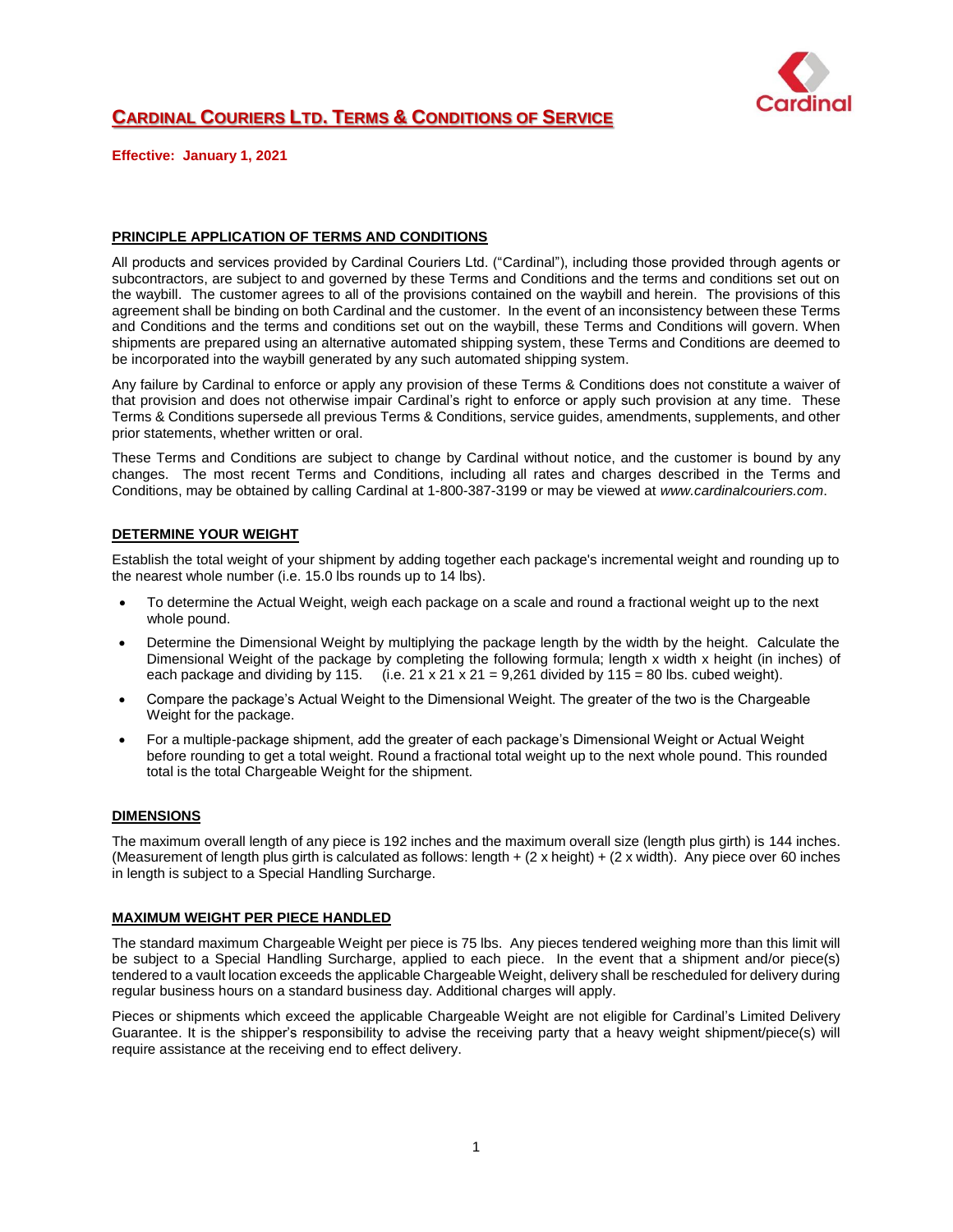# CARDINAL COURIERS LTD. TERMS & CONDITIONS OF SERVICE

**Effective: January 1, 2021**

## PRINCIPLE APPLICATION OF TERMS AND CONDITIONS

All products and services provided by Cardinal Couriers Ltd. ("Cardinal"), including those provided through agents or subcontractors, are subject to and governed by these Terms and Conditions and the terms and conditions set out on the waybill. The customer agrees to all of the provisions contained on the waybill and herein. The provisions of this agreement shall be binding on both Cardinal and the customer. In the event of an inconsistency between these Terms and Conditions and the terms and conditions set out on the waybill, these Terms and Conditions will govern. When shipments are prepared using an alternative automated shipping system, these Terms and Conditions are deemed to be incorporated into the waybill generated by any such automated shipping system.

Any failure by Cardinal to enforce or apply any provision of these Terms & Conditions does not constitute a waiver of that provision and does not otherwise impair Cardinal's right to enforce or apply such provision at any time. These Terms & Conditions supersede all previous Terms & Conditions, service guides, amendments, supplements, and other prior statements, whether written or oral.

These Terms and Conditions are subject to change by Cardinal without notice, and the customer is bound by any changes. The most recent Terms and Conditions, including all rates and charges described in the Terms and Conditions, may be obtained by calling Cardinal at 1-800-387-3199 or may be viewed at *www.cardinalcouriers.com*.

## DETERMINE YOUR WEIGHT

Establish the total weight of your shipment by adding together each package's incremental weight and rounding up to the nearest whole number (i.e. 15.0 lbs rounds up to 14 lbs).

- To determine the Actual Weight, weigh each package on a scale and round a fractional weight up to the next whole pound.
- Determine the Dimensional Weight by multiplying the package length by the width by the height. Calculate the Dimensional Weight of the package by completing the following formula; length x width x height (in inches) of each package and dividing by 115. (i.e. 21 x 21 x 21 = 9,261 divided by 115 = 80 lbs. cubed weight).
- Compare the package's Actual Weight to the Dimensional Weight. The greater of the two is the Chargeable Weight for the package.
- For a multiple-package shipment, add the greater of each package's Dimensional Weight or Actual Weight before rounding to get a total weight. Round a fractional total weight up to the next whole pound. This rounded total is the total Chargeable Weight for the shipment.

## DIMENSIONS

The maximum overall length of any piece is 192 inches and the maximum overall size (length plus girth) is 144 inches. (Measurement of length plus girth is calculated as follows: length + (2 x height) + (2 x width). Any piece over 60 inches in length is subject to a Special Handling Surcharge.

## MAXIMUM WEIGHT PER PIECE HANDLED

The standard maximum Chargeable Weight per piece is 75 lbs. Any pieces tendered weighing more than this limit will be subject to a Special Handling Surcharge, applied to each piece. In the event that a shipment and/or piece(s) tendered to a vault location exceeds the applicable Chargeable Weight, delivery shall be rescheduled for delivery during regular business hours on a standard business day. Additional charges will apply.

Pieces or shipments which exceed the applicable Chargeable Weight are not eligible for Cardinal's Limited Delivery Guarantee. It is the shipper's responsibility to advise the receiving party that a heavy weight shipment/piece(s) will require assistance at the receiving end to effect delivery.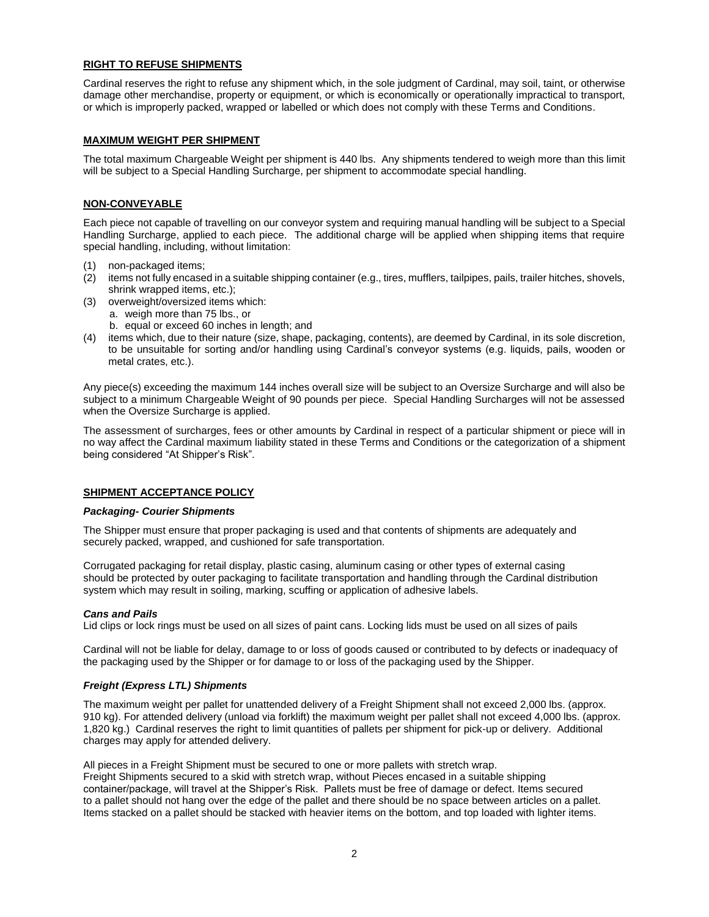## RIGHT TO REFUSE SHIPMENTS

Cardinal reserves the right to refuse any shipment which, in the sole judgment of Cardinal, may soil, taint, or otherwise damage other merchandise, property or equipment, or which is economically or operationally impractical to transport, or which is improperly packed, wrapped or labelled or which does not comply with these Terms and Conditions.

## MAXIMUM WEIGHT PER SHIPMENT

The total maximum Chargeable Weight per shipment is 440 lbs. Any shipments tendered to weigh more than this limit will be subject to a Special Handling Surcharge, per shipment to accommodate special handling.

## NON-CONVEYABLE

Each piece not capable of travelling on our conveyor system and requiring manual handling will be subject to a Special Handling Surcharge, applied to each piece. The additional charge will be applied when shipping items that require special handling, including, without limitation:

(1) non-packaged items;
(2) items not fully encased in a suitable shipping container (e.g., tires, mufflers, tailpipes, pails, trailer hitches, shovels, shrink wrapped items, etc.);
(3) overweight/oversized items which:
   a. weigh more than 75 lbs., or
   b. equal or exceed 60 inches in length; and
(4) items which, due to their nature (size, shape, packaging, contents), are deemed by Cardinal, in its sole discretion, to be unsuitable for sorting and/or handling using Cardinal's conveyor systems (e.g. liquids, pails, wooden or metal crates, etc.).

Any piece(s) exceeding the maximum 144 inches overall size will be subject to an Oversize Surcharge and will also be subject to a minimum Chargeable Weight of 90 pounds per piece. Special Handling Surcharges will not be assessed when the Oversize Surcharge is applied.

The assessment of surcharges, fees or other amounts by Cardinal in respect of a particular shipment or piece will in no way affect the Cardinal maximum liability stated in these Terms and Conditions or the categorization of a shipment being considered "At Shipper's Risk".

## SHIPMENT ACCEPTANCE POLICY

### *Packaging- Courier Shipments*

The Shipper must ensure that proper packaging is used and that contents of shipments are adequately and securely packed, wrapped, and cushioned for safe transportation.

Corrugated packaging for retail display, plastic casing, aluminum casing or other types of external casing should be protected by outer packaging to facilitate transportation and handling through the Cardinal distribution system which may result in soiling, marking, scuffing or application of adhesive labels.

### *Cans and Pails*

Lid clips or lock rings must be used on all sizes of paint cans. Locking lids must be used on all sizes of pails

Cardinal will not be liable for delay, damage to or loss of goods caused or contributed to by defects or inadequacy of the packaging used by the Shipper or for damage to or loss of the packaging used by the Shipper.

### *Freight (Express LTL) Shipments*

The maximum weight per pallet for unattended delivery of a Freight Shipment shall not exceed 2,000 lbs. (approx. 910 kg). For attended delivery (unload via forklift) the maximum weight per pallet shall not exceed 4,000 lbs. (approx. 1,820 kg.) Cardinal reserves the right to limit quantities of pallets per shipment for pick-up or delivery. Additional charges may apply for attended delivery.

All pieces in a Freight Shipment must be secured to one or more pallets with stretch wrap.
Freight Shipments secured to a skid with stretch wrap, without Pieces encased in a suitable shipping container/package, will travel at the Shipper's Risk. Pallets must be free of damage or defect. Items secured to a pallet should not hang over the edge of the pallet and there should be no space between articles on a pallet. Items stacked on a pallet should be stacked with heavier items on the bottom, and top loaded with lighter items.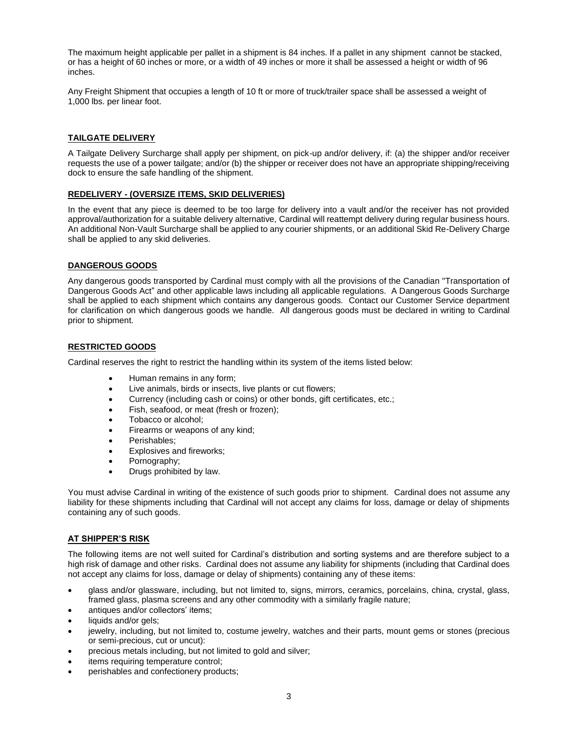The maximum height applicable per pallet in a shipment is 84 inches. If a pallet in any shipment cannot be stacked, or has a height of 60 inches or more, or a width of 49 inches or more it shall be assessed a height or width of 96 inches.

Any Freight Shipment that occupies a length of 10 ft or more of truck/trailer space shall be assessed a weight of 1,000 lbs. per linear foot.

## TAILGATE DELIVERY

A Tailgate Delivery Surcharge shall apply per shipment, on pick-up and/or delivery, if: (a) the shipper and/or receiver requests the use of a power tailgate; and/or (b) the shipper or receiver does not have an appropriate shipping/receiving dock to ensure the safe handling of the shipment.

## REDELIVERY - (OVERSIZE ITEMS, SKID DELIVERIES)

In the event that any piece is deemed to be too large for delivery into a vault and/or the receiver has not provided approval/authorization for a suitable delivery alternative, Cardinal will reattempt delivery during regular business hours. An additional Non-Vault Surcharge shall be applied to any courier shipments, or an additional Skid Re-Delivery Charge shall be applied to any skid deliveries.

## DANGEROUS GOODS

Any dangerous goods transported by Cardinal must comply with all the provisions of the Canadian "Transportation of Dangerous Goods Act" and other applicable laws including all applicable regulations. A Dangerous Goods Surcharge shall be applied to each shipment which contains any dangerous goods. Contact our Customer Service department for clarification on which dangerous goods we handle. All dangerous goods must be declared in writing to Cardinal prior to shipment.

## RESTRICTED GOODS

Cardinal reserves the right to restrict the handling within its system of the items listed below:

- Human remains in any form;
- Live animals, birds or insects, live plants or cut flowers;
- Currency (including cash or coins) or other bonds, gift certificates, etc.;
- Fish, seafood, or meat (fresh or frozen);
- Tobacco or alcohol;
- Firearms or weapons of any kind;
- Perishables;
- Explosives and fireworks;
- Pornography;
- Drugs prohibited by law.

You must advise Cardinal in writing of the existence of such goods prior to shipment. Cardinal does not assume any liability for these shipments including that Cardinal will not accept any claims for loss, damage or delay of shipments containing any of such goods.

## AT SHIPPER'S RISK

The following items are not well suited for Cardinal's distribution and sorting systems and are therefore subject to a high risk of damage and other risks. Cardinal does not assume any liability for shipments (including that Cardinal does not accept any claims for loss, damage or delay of shipments) containing any of these items:

- glass and/or glassware, including, but not limited to, signs, mirrors, ceramics, porcelains, china, crystal, glass, framed glass, plasma screens and any other commodity with a similarly fragile nature;
- antiques and/or collectors' items;
- liquids and/or gels;
- jewelry, including, but not limited to, costume jewelry, watches and their parts, mount gems or stones (precious or semi-precious, cut or uncut):
- precious metals including, but not limited to gold and silver;
- items requiring temperature control;
- perishables and confectionery products;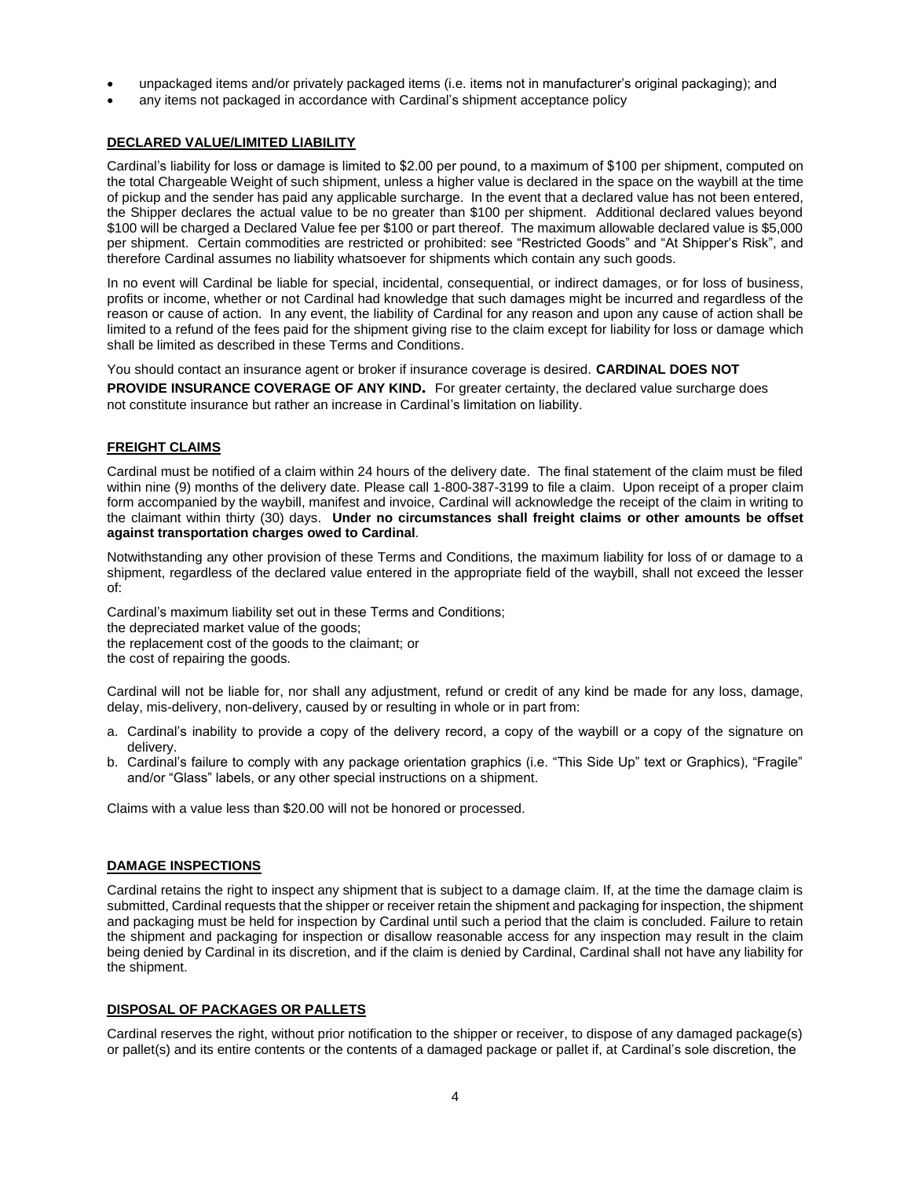- unpackaged items and/or privately packaged items (i.e. items not in manufacturer's original packaging); and
- any items not packaged in accordance with Cardinal's shipment acceptance policy

## DECLARED VALUE/LIMITED LIABILITY

Cardinal's liability for loss or damage is limited to $2.00 per pound, to a maximum of $100 per shipment, computed on the total Chargeable Weight of such shipment, unless a higher value is declared in the space on the waybill at the time of pickup and the sender has paid any applicable surcharge. In the event that a declared value has not been entered, the Shipper declares the actual value to be no greater than $100 per shipment. Additional declared values beyond $100 will be charged a Declared Value fee per $100 or part thereof. The maximum allowable declared value is $5,000 per shipment. Certain commodities are restricted or prohibited: see "Restricted Goods" and "At Shipper's Risk", and therefore Cardinal assumes no liability whatsoever for shipments which contain any such goods.

In no event will Cardinal be liable for special, incidental, consequential, or indirect damages, or for loss of business, profits or income, whether or not Cardinal had knowledge that such damages might be incurred and regardless of the reason or cause of action. In any event, the liability of Cardinal for any reason and upon any cause of action shall be limited to a refund of the fees paid for the shipment giving rise to the claim except for liability for loss or damage which shall be limited as described in these Terms and Conditions.

You should contact an insurance agent or broker if insurance coverage is desired. **CARDINAL DOES NOT PROVIDE INSURANCE COVERAGE OF ANY KIND.** For greater certainty, the declared value surcharge does not constitute insurance but rather an increase in Cardinal's limitation on liability.

## FREIGHT CLAIMS

Cardinal must be notified of a claim within 24 hours of the delivery date. The final statement of the claim must be filed within nine (9) months of the delivery date. Please call 1-800-387-3199 to file a claim. Upon receipt of a proper claim form accompanied by the waybill, manifest and invoice, Cardinal will acknowledge the receipt of the claim in writing to the claimant within thirty (30) days. **Under no circumstances shall freight claims or other amounts be offset against transportation charges owed to Cardinal**.

Notwithstanding any other provision of these Terms and Conditions, the maximum liability for loss of or damage to a shipment, regardless of the declared value entered in the appropriate field of the waybill, shall not exceed the lesser of:

Cardinal's maximum liability set out in these Terms and Conditions;
the depreciated market value of the goods;
the replacement cost of the goods to the claimant; or
the cost of repairing the goods.

Cardinal will not be liable for, nor shall any adjustment, refund or credit of any kind be made for any loss, damage, delay, mis-delivery, non-delivery, caused by or resulting in whole or in part from:

a. Cardinal's inability to provide a copy of the delivery record, a copy of the waybill or a copy of the signature on delivery.
b. Cardinal's failure to comply with any package orientation graphics (i.e. "This Side Up" text or Graphics), "Fragile" and/or "Glass" labels, or any other special instructions on a shipment.

Claims with a value less than $20.00 will not be honored or processed.

## DAMAGE INSPECTIONS

Cardinal retains the right to inspect any shipment that is subject to a damage claim. If, at the time the damage claim is submitted, Cardinal requests that the shipper or receiver retain the shipment and packaging for inspection, the shipment and packaging must be held for inspection by Cardinal until such a period that the claim is concluded. Failure to retain the shipment and packaging for inspection or disallow reasonable access for any inspection may result in the claim being denied by Cardinal in its discretion, and if the claim is denied by Cardinal, Cardinal shall not have any liability for the shipment.

## DISPOSAL OF PACKAGES OR PALLETS

Cardinal reserves the right, without prior notification to the shipper or receiver, to dispose of any damaged package(s) or pallet(s) and its entire contents or the contents of a damaged package or pallet if, at Cardinal's sole discretion, the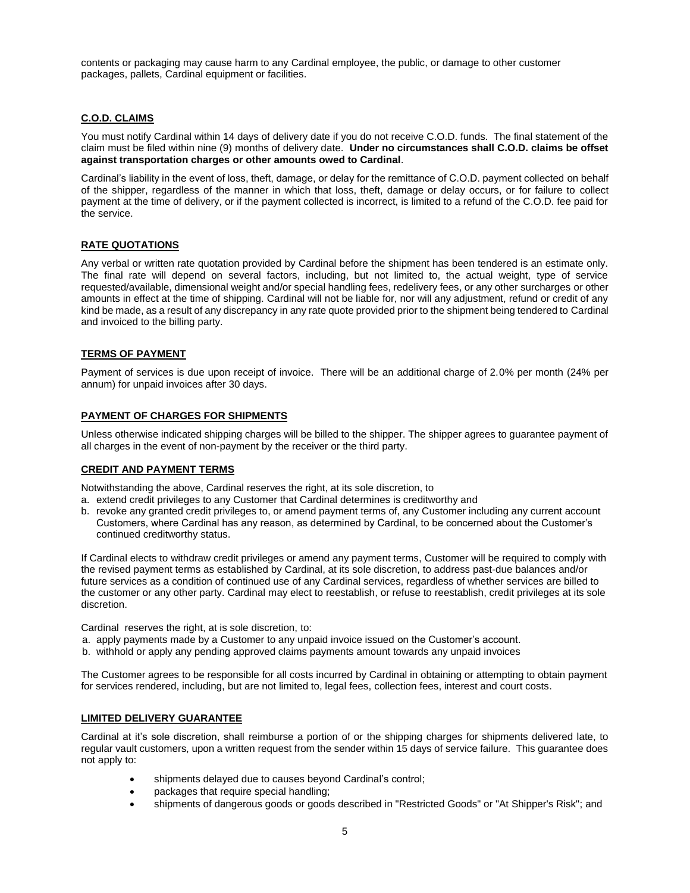contents or packaging may cause harm to any Cardinal employee, the public, or damage to other customer packages, pallets, Cardinal equipment or facilities.

## C.O.D. CLAIMS

You must notify Cardinal within 14 days of delivery date if you do not receive C.O.D. funds. The final statement of the claim must be filed within nine (9) months of delivery date. **Under no circumstances shall C.O.D. claims be offset against transportation charges or other amounts owed to Cardinal**.

Cardinal's liability in the event of loss, theft, damage, or delay for the remittance of C.O.D. payment collected on behalf of the shipper, regardless of the manner in which that loss, theft, damage or delay occurs, or for failure to collect payment at the time of delivery, or if the payment collected is incorrect, is limited to a refund of the C.O.D. fee paid for the service.

## RATE QUOTATIONS

Any verbal or written rate quotation provided by Cardinal before the shipment has been tendered is an estimate only. The final rate will depend on several factors, including, but not limited to, the actual weight, type of service requested/available, dimensional weight and/or special handling fees, redelivery fees, or any other surcharges or other amounts in effect at the time of shipping. Cardinal will not be liable for, nor will any adjustment, refund or credit of any kind be made, as a result of any discrepancy in any rate quote provided prior to the shipment being tendered to Cardinal and invoiced to the billing party.

## TERMS OF PAYMENT

Payment of services is due upon receipt of invoice. There will be an additional charge of 2.0% per month (24% per annum) for unpaid invoices after 30 days.

## PAYMENT OF CHARGES FOR SHIPMENTS

Unless otherwise indicated shipping charges will be billed to the shipper. The shipper agrees to guarantee payment of all charges in the event of non-payment by the receiver or the third party.

## CREDIT AND PAYMENT TERMS

Notwithstanding the above, Cardinal reserves the right, at its sole discretion, to

a. extend credit privileges to any Customer that Cardinal determines is creditworthy and
b. revoke any granted credit privileges to, or amend payment terms of, any Customer including any current account Customers, where Cardinal has any reason, as determined by Cardinal, to be concerned about the Customer's continued creditworthy status.

If Cardinal elects to withdraw credit privileges or amend any payment terms, Customer will be required to comply with the revised payment terms as established by Cardinal, at its sole discretion, to address past-due balances and/or future services as a condition of continued use of any Cardinal services, regardless of whether services are billed to the customer or any other party. Cardinal may elect to reestablish, or refuse to reestablish, credit privileges at its sole discretion.

Cardinal reserves the right, at is sole discretion, to:

a. apply payments made by a Customer to any unpaid invoice issued on the Customer's account.
b. withhold or apply any pending approved claims payments amount towards any unpaid invoices

The Customer agrees to be responsible for all costs incurred by Cardinal in obtaining or attempting to obtain payment for services rendered, including, but are not limited to, legal fees, collection fees, interest and court costs.

## LIMITED DELIVERY GUARANTEE

Cardinal at it's sole discretion, shall reimburse a portion of or the shipping charges for shipments delivered late, to regular vault customers, upon a written request from the sender within 15 days of service failure. This guarantee does not apply to:

- shipments delayed due to causes beyond Cardinal's control;
- packages that require special handling;
- shipments of dangerous goods or goods described in "Restricted Goods" or "At Shipper's Risk"; and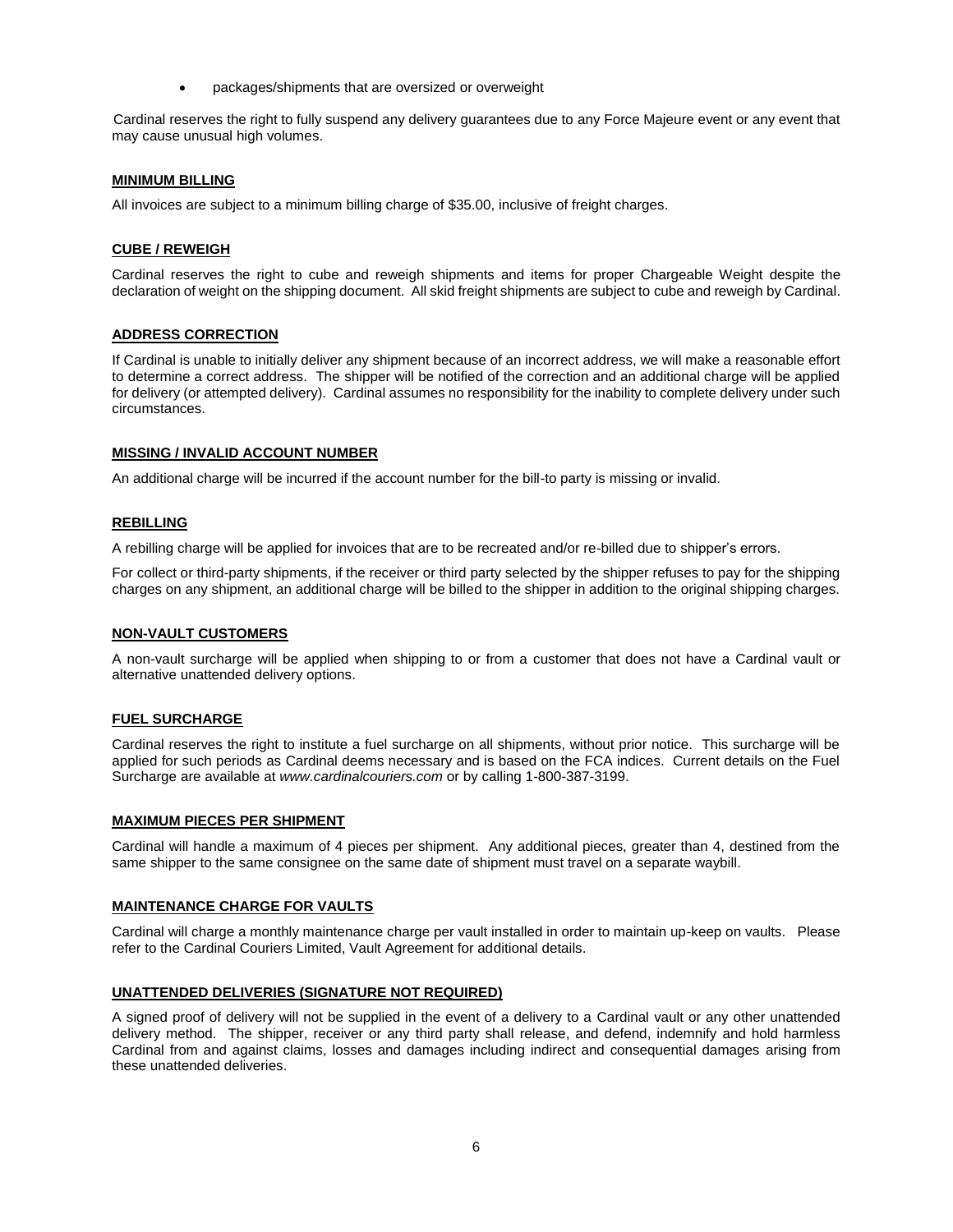- packages/shipments that are oversized or overweight

Cardinal reserves the right to fully suspend any delivery guarantees due to any Force Majeure event or any event that may cause unusual high volumes.

## MINIMUM BILLING

All invoices are subject to a minimum billing charge of $35.00, inclusive of freight charges.

## CUBE / REWEIGH

Cardinal reserves the right to cube and reweigh shipments and items for proper Chargeable Weight despite the declaration of weight on the shipping document. All skid freight shipments are subject to cube and reweigh by Cardinal.

## ADDRESS CORRECTION

If Cardinal is unable to initially deliver any shipment because of an incorrect address, we will make a reasonable effort to determine a correct address. The shipper will be notified of the correction and an additional charge will be applied for delivery (or attempted delivery). Cardinal assumes no responsibility for the inability to complete delivery under such circumstances.

## MISSING / INVALID ACCOUNT NUMBER

An additional charge will be incurred if the account number for the bill-to party is missing or invalid.

## REBILLING

A rebilling charge will be applied for invoices that are to be recreated and/or re-billed due to shipper's errors.

For collect or third-party shipments, if the receiver or third party selected by the shipper refuses to pay for the shipping charges on any shipment, an additional charge will be billed to the shipper in addition to the original shipping charges.

## NON-VAULT CUSTOMERS

A non-vault surcharge will be applied when shipping to or from a customer that does not have a Cardinal vault or alternative unattended delivery options.

## FUEL SURCHARGE

Cardinal reserves the right to institute a fuel surcharge on all shipments, without prior notice. This surcharge will be applied for such periods as Cardinal deems necessary and is based on the FCA indices. Current details on the Fuel Surcharge are available at *www.cardinalcouriers.com* or by calling 1-800-387-3199.

## MAXIMUM PIECES PER SHIPMENT

Cardinal will handle a maximum of 4 pieces per shipment. Any additional pieces, greater than 4, destined from the same shipper to the same consignee on the same date of shipment must travel on a separate waybill.

## MAINTENANCE CHARGE FOR VAULTS

Cardinal will charge a monthly maintenance charge per vault installed in order to maintain up-keep on vaults. Please refer to the Cardinal Couriers Limited, Vault Agreement for additional details.

## UNATTENDED DELIVERIES (SIGNATURE NOT REQUIRED)

A signed proof of delivery will not be supplied in the event of a delivery to a Cardinal vault or any other unattended delivery method. The shipper, receiver or any third party shall release, and defend, indemnify and hold harmless Cardinal from and against claims, losses and damages including indirect and consequential damages arising from these unattended deliveries.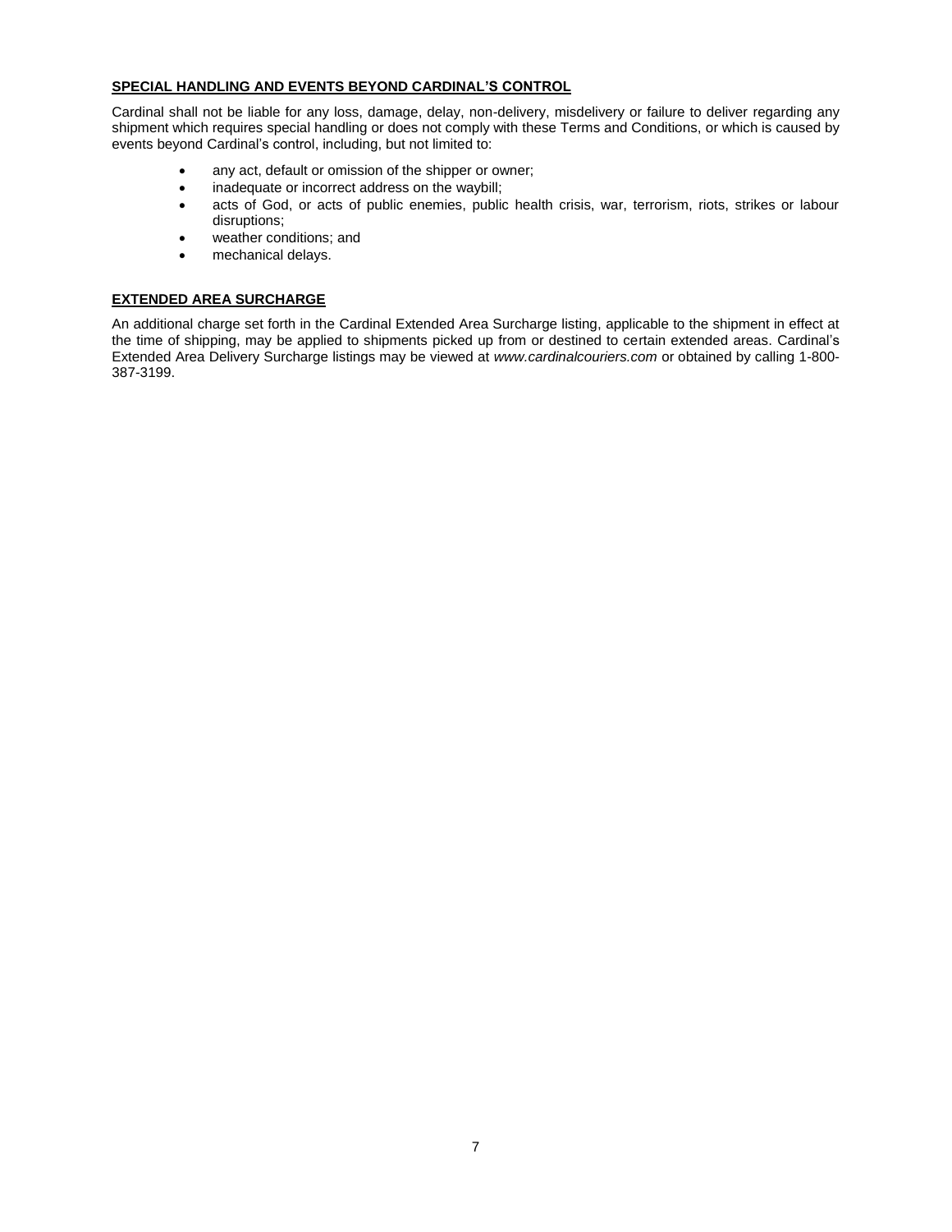## SPECIAL HANDLING AND EVENTS BEYOND CARDINAL'S CONTROL

Cardinal shall not be liable for any loss, damage, delay, non-delivery, misdelivery or failure to deliver regarding any shipment which requires special handling or does not comply with these Terms and Conditions, or which is caused by events beyond Cardinal's control, including, but not limited to:

- any act, default or omission of the shipper or owner;
- inadequate or incorrect address on the waybill;
- acts of God, or acts of public enemies, public health crisis, war, terrorism, riots, strikes or labour disruptions;
- weather conditions; and
- mechanical delays.

## EXTENDED AREA SURCHARGE

An additional charge set forth in the Cardinal Extended Area Surcharge listing, applicable to the shipment in effect at the time of shipping, may be applied to shipments picked up from or destined to certain extended areas. Cardinal's Extended Area Delivery Surcharge listings may be viewed at *www.cardinalcouriers.com* or obtained by calling 1-800-387-3199.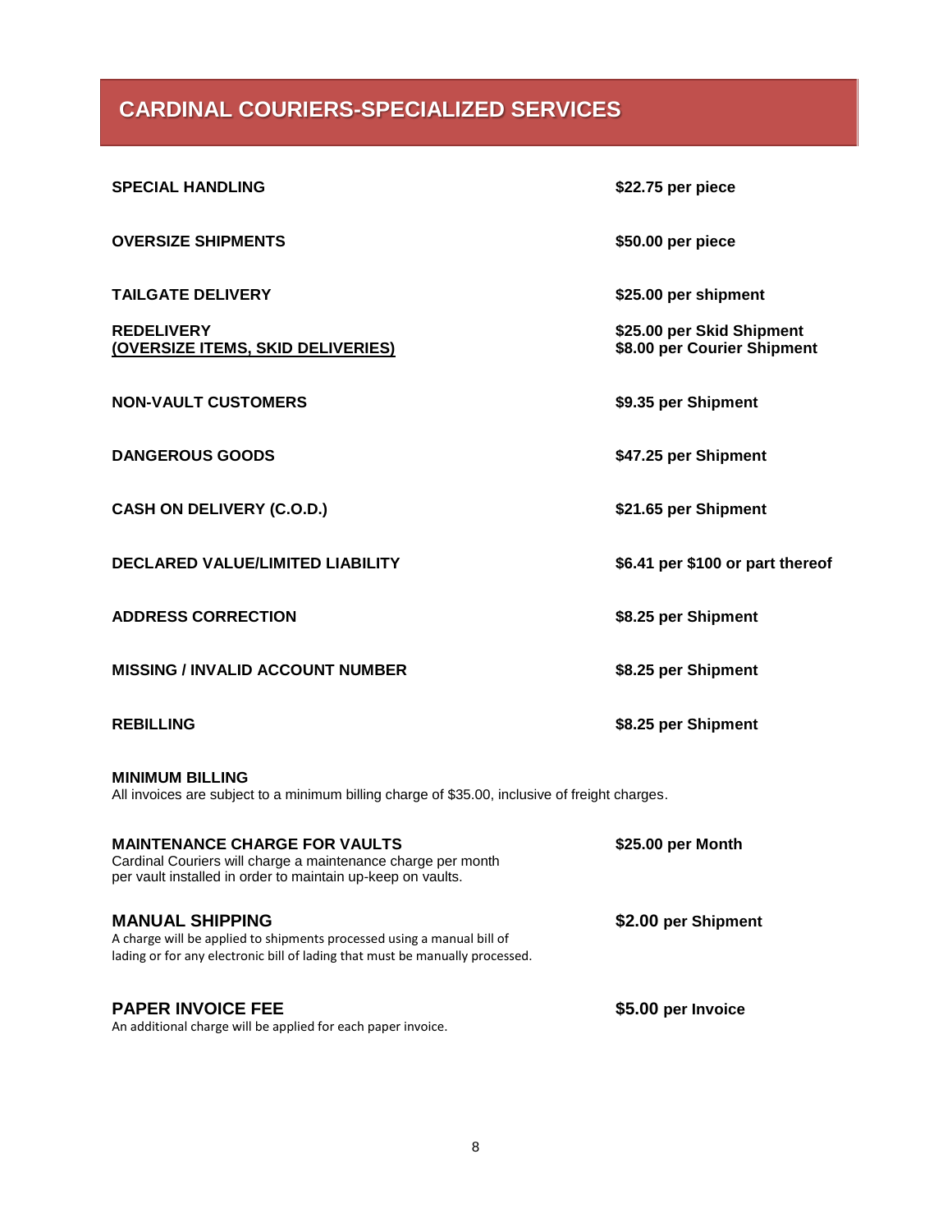## CARDINAL COURIERS-SPECIALIZED SERVICES

| | |
|---|---|
| **SPECIAL HANDLING** | **$22.75 per piece** |
| **OVERSIZE SHIPMENTS** | **$50.00 per piece** |
| **TAILGATE DELIVERY** | **$25.00 per shipment** |
| **REDELIVERY** **(OVERSIZE ITEMS, SKID DELIVERIES)** | **$25.00 per Skid Shipment** **$8.00 per Courier Shipment** |
| **NON-VAULT CUSTOMERS** | **$9.35 per Shipment** |
| **DANGEROUS GOODS** | **$47.25 per Shipment** |
| **CASH ON DELIVERY (C.O.D.)** | **$21.65 per Shipment** |
| **DECLARED VALUE/LIMITED LIABILITY** | **$6.41 per $100 or part thereof** |
| **ADDRESS CORRECTION** | **$8.25 per Shipment** |
| **MISSING / INVALID ACCOUNT NUMBER** | **$8.25 per Shipment** |
| **REBILLING** | **$8.25 per Shipment** |

**MINIMUM BILLING**
All invoices are subject to a minimum billing charge of $35.00, inclusive of freight charges.

**MAINTENANCE CHARGE FOR VAULTS** — **$25.00 per Month**
Cardinal Couriers will charge a maintenance charge per month per vault installed in order to maintain up-keep on vaults.

**MANUAL SHIPPING** — **$2.00 per Shipment**
A charge will be applied to shipments processed using a manual bill of lading or for any electronic bill of lading that must be manually processed.

**PAPER INVOICE FEE** — **$5.00 per Invoice**
An additional charge will be applied for each paper invoice.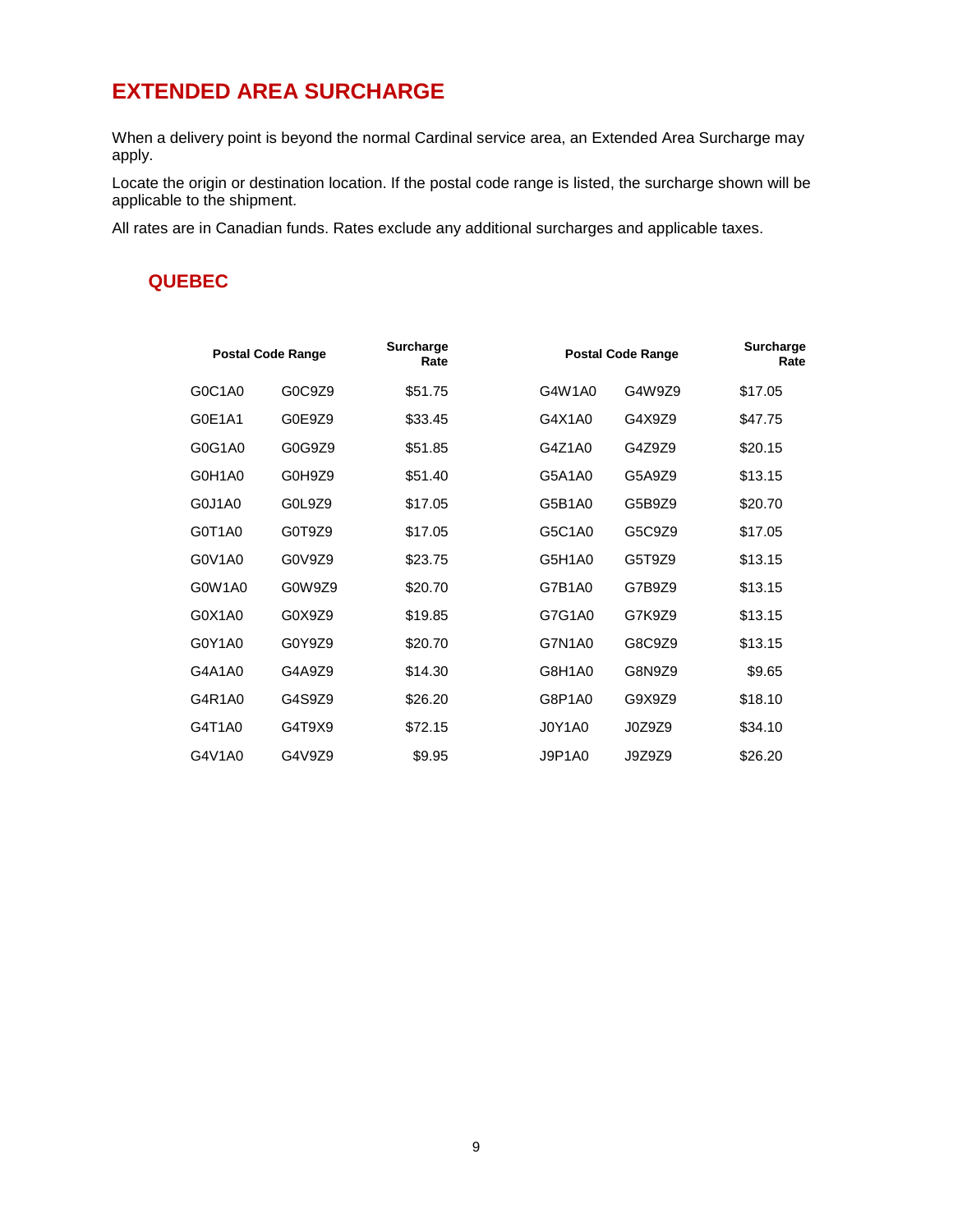## EXTENDED AREA SURCHARGE

When a delivery point is beyond the normal Cardinal service area, an Extended Area Surcharge may apply.

Locate the origin or destination location. If the postal code range is listed, the surcharge shown will be applicable to the shipment.

All rates are in Canadian funds. Rates exclude any additional surcharges and applicable taxes.

### QUEBEC

| Postal Code Range | | Surcharge Rate | Postal Code Range | | Surcharge Rate |
|---|---|---|---|---|---|
| G0C1A0 | G0C9Z9 | $51.75 | G4W1A0 | G4W9Z9 | $17.05 |
| G0E1A1 | G0E9Z9 | $33.45 | G4X1A0 | G4X9Z9 | $47.75 |
| G0G1A0 | G0G9Z9 | $51.85 | G4Z1A0 | G4Z9Z9 | $20.15 |
| G0H1A0 | G0H9Z9 | $51.40 | G5A1A0 | G5A9Z9 | $13.15 |
| G0J1A0 | G0L9Z9 | $17.05 | G5B1A0 | G5B9Z9 | $20.70 |
| G0T1A0 | G0T9Z9 | $17.05 | G5C1A0 | G5C9Z9 | $17.05 |
| G0V1A0 | G0V9Z9 | $23.75 | G5H1A0 | G5T9Z9 | $13.15 |
| G0W1A0 | G0W9Z9 | $20.70 | G7B1A0 | G7B9Z9 | $13.15 |
| G0X1A0 | G0X9Z9 | $19.85 | G7G1A0 | G7K9Z9 | $13.15 |
| G0Y1A0 | G0Y9Z9 | $20.70 | G7N1A0 | G8C9Z9 | $13.15 |
| G4A1A0 | G4A9Z9 | $14.30 | G8H1A0 | G8N9Z9 | $9.65 |
| G4R1A0 | G4S9Z9 | $26.20 | G8P1A0 | G9X9Z9 | $18.10 |
| G4T1A0 | G4T9X9 | $72.15 | J0Y1A0 | J0Z9Z9 | $34.10 |
| G4V1A0 | G4V9Z9 | $9.95 | J9P1A0 | J9Z9Z9 | $26.20 |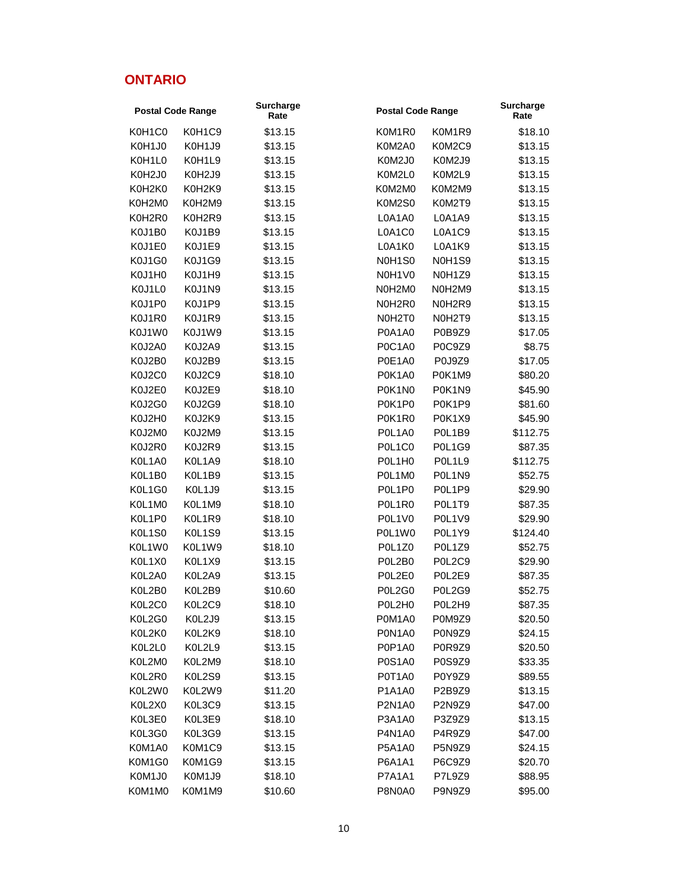## ONTARIO

| Postal Code Range | | Surcharge Rate | Postal Code Range | | Surcharge Rate |
|---|---|---|---|---|---|
| K0H1C0 | K0H1C9 | $13.15 | K0M1R0 | K0M1R9 | $18.10 |
| K0H1J0 | K0H1J9 | $13.15 | K0M2A0 | K0M2C9 | $13.15 |
| K0H1L0 | K0H1L9 | $13.15 | K0M2J0 | K0M2J9 | $13.15 |
| K0H2J0 | K0H2J9 | $13.15 | K0M2L0 | K0M2L9 | $13.15 |
| K0H2K0 | K0H2K9 | $13.15 | K0M2M0 | K0M2M9 | $13.15 |
| K0H2M0 | K0H2M9 | $13.15 | K0M2S0 | K0M2T9 | $13.15 |
| K0H2R0 | K0H2R9 | $13.15 | L0A1A0 | L0A1A9 | $13.15 |
| K0J1B0 | K0J1B9 | $13.15 | L0A1C0 | L0A1C9 | $13.15 |
| K0J1E0 | K0J1E9 | $13.15 | L0A1K0 | L0A1K9 | $13.15 |
| K0J1G0 | K0J1G9 | $13.15 | N0H1S0 | N0H1S9 | $13.15 |
| K0J1H0 | K0J1H9 | $13.15 | N0H1V0 | N0H1Z9 | $13.15 |
| K0J1L0 | K0J1N9 | $13.15 | N0H2M0 | N0H2M9 | $13.15 |
| K0J1P0 | K0J1P9 | $13.15 | N0H2R0 | N0H2R9 | $13.15 |
| K0J1R0 | K0J1R9 | $13.15 | N0H2T0 | N0H2T9 | $13.15 |
| K0J1W0 | K0J1W9 | $13.15 | P0A1A0 | P0B9Z9 | $17.05 |
| K0J2A0 | K0J2A9 | $13.15 | P0C1A0 | P0C9Z9 | $8.75 |
| K0J2B0 | K0J2B9 | $13.15 | P0E1A0 | P0J9Z9 | $17.05 |
| K0J2C0 | K0J2C9 | $18.10 | P0K1A0 | P0K1M9 | $80.20 |
| K0J2E0 | K0J2E9 | $18.10 | P0K1N0 | P0K1N9 | $45.90 |
| K0J2G0 | K0J2G9 | $18.10 | P0K1P0 | P0K1P9 | $81.60 |
| K0J2H0 | K0J2K9 | $13.15 | P0K1R0 | P0K1X9 | $45.90 |
| K0J2M0 | K0J2M9 | $13.15 | P0L1A0 | P0L1B9 | $112.75 |
| K0J2R0 | K0J2R9 | $13.15 | P0L1C0 | P0L1G9 | $87.35 |
| K0L1A0 | K0L1A9 | $18.10 | P0L1H0 | P0L1L9 | $112.75 |
| K0L1B0 | K0L1B9 | $13.15 | P0L1M0 | P0L1N9 | $52.75 |
| K0L1G0 | K0L1J9 | $13.15 | P0L1P0 | P0L1P9 | $29.90 |
| K0L1M0 | K0L1M9 | $18.10 | P0L1R0 | P0L1T9 | $87.35 |
| K0L1P0 | K0L1R9 | $18.10 | P0L1V0 | P0L1V9 | $29.90 |
| K0L1S0 | K0L1S9 | $13.15 | P0L1W0 | P0L1Y9 | $124.40 |
| K0L1W0 | K0L1W9 | $18.10 | P0L1Z0 | P0L1Z9 | $52.75 |
| K0L1X0 | K0L1X9 | $13.15 | P0L2B0 | P0L2C9 | $29.90 |
| K0L2A0 | K0L2A9 | $13.15 | P0L2E0 | P0L2E9 | $87.35 |
| K0L2B0 | K0L2B9 | $10.60 | P0L2G0 | P0L2G9 | $52.75 |
| K0L2C0 | K0L2C9 | $18.10 | P0L2H0 | P0L2H9 | $87.35 |
| K0L2G0 | K0L2J9 | $13.15 | P0M1A0 | P0M9Z9 | $20.50 |
| K0L2K0 | K0L2K9 | $18.10 | P0N1A0 | P0N9Z9 | $24.15 |
| K0L2L0 | K0L2L9 | $13.15 | P0P1A0 | P0R9Z9 | $20.50 |
| K0L2M0 | K0L2M9 | $18.10 | P0S1A0 | P0S9Z9 | $33.35 |
| K0L2R0 | K0L2S9 | $13.15 | P0T1A0 | P0Y9Z9 | $89.55 |
| K0L2W0 | K0L2W9 | $11.20 | P1A1A0 | P2B9Z9 | $13.15 |
| K0L2X0 | K0L3C9 | $13.15 | P2N1A0 | P2N9Z9 | $47.00 |
| K0L3E0 | K0L3E9 | $18.10 | P3A1A0 | P3Z9Z9 | $13.15 |
| K0L3G0 | K0L3G9 | $13.15 | P4N1A0 | P4R9Z9 | $47.00 |
| K0M1A0 | K0M1C9 | $13.15 | P5A1A0 | P5N9Z9 | $24.15 |
| K0M1G0 | K0M1G9 | $13.15 | P6A1A1 | P6C9Z9 | $20.70 |
| K0M1J0 | K0M1J9 | $18.10 | P7A1A1 | P7L9Z9 | $88.95 |
| K0M1M0 | K0M1M9 | $10.60 | P8N0A0 | P9N9Z9 | $95.00 |